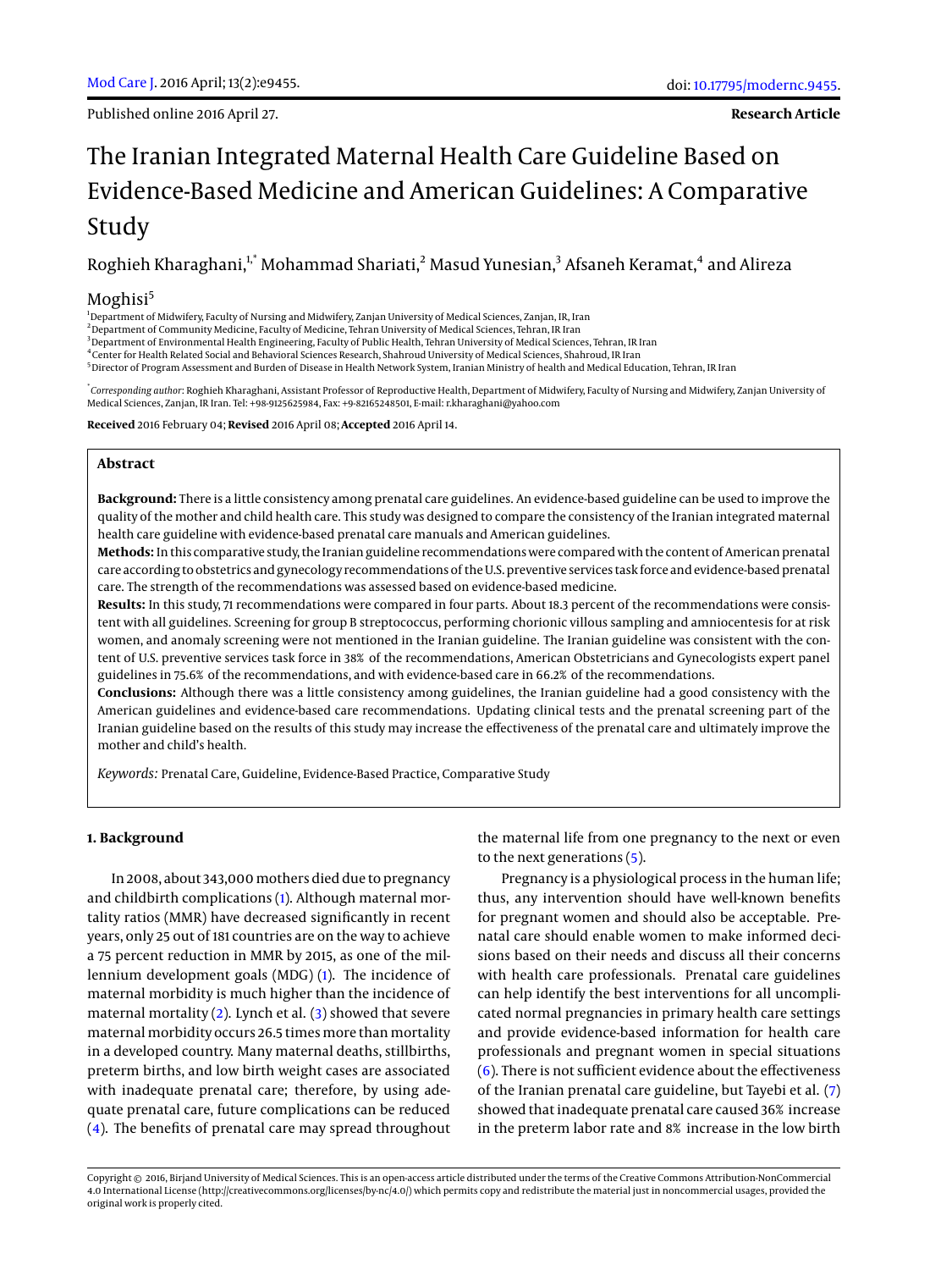Published online 2016 April 27.

**Research Article**

# The Iranian Integrated Maternal Health Care Guideline Based on Evidence-Based Medicine and American Guidelines: A Comparative Study

Roghieh Kharaghani,[1,*] Mohammad Shariati,[2] Masud Yunesian,[3] Afsaneh Keramat,[4] and Alireza Moghisi[5]

[1] Department of Midwifery, Faculty of Nursing and Midwifery, Zanjan University of Medical Sciences, Zanjan, IR, Iran
[2] Department of Community Medicine, Faculty of Medicine, Tehran University of Medical Sciences, Tehran, IR Iran
[3] Department of Environmental Health Engineering, Faculty of Public Health, Tehran University of Medical Sciences, Tehran, IR Iran
[4] Center for Health Related Social and Behavioral Sciences Research, Shahroud University of Medical Sciences, Shahroud, IR Iran
[5] Director of Program Assessment and Burden of Disease in Health Network System, Iranian Ministry of health and Medical Education, Tehran, IR Iran

[*] *Corresponding author*: Roghieh Kharaghani, Assistant Professor of Reproductive Health, Department of Midwifery, Faculty of Nursing and Midwifery, Zanjan University of Medical Sciences, Zanjan, IR Iran. Tel: +98-9125625984, Fax: +9-82165248501, E-mail: r.kharaghani@yahoo.com

**Received** 2016 February 04; **Revised** 2016 April 08; **Accepted** 2016 April 14.

## Abstract

**Background:** There is a little consistency among prenatal care guidelines. An evidence-based guideline can be used to improve the quality of the mother and child health care. This study was designed to compare the consistency of the Iranian integrated maternal health care guideline with evidence-based prenatal care manuals and American guidelines.

**Methods:** In this comparative study, the Iranian guideline recommendations were compared with the content of American prenatal care according to obstetrics and gynecology recommendations of the U.S. preventive services task force and evidence-based prenatal care. The strength of the recommendations was assessed based on evidence-based medicine.

**Results:** In this study, 71 recommendations were compared in four parts. About 18.3 percent of the recommendations were consistent with all guidelines. Screening for group B streptococcus, performing chorionic villous sampling and amniocentesis for at risk women, and anomaly screening were not mentioned in the Iranian guideline. The Iranian guideline was consistent with the content of U.S. preventive services task force in 38% of the recommendations, American Obstetricians and Gynecologists expert panel guidelines in 75.6% of the recommendations, and with evidence-based care in 66.2% of the recommendations.

**Conclusions:** Although there was a little consistency among guidelines, the Iranian guideline had a good consistency with the American guidelines and evidence-based care recommendations. Updating clinical tests and the prenatal screening part of the Iranian guideline based on the results of this study may increase the effectiveness of the prenatal care and ultimately improve the mother and child's health.

*Keywords:* Prenatal Care, Guideline, Evidence-Based Practice, Comparative Study

## 1. Background

In 2008, about 343,000 mothers died due to pregnancy and childbirth complications (1). Although maternal mortality ratios (MMR) have decreased significantly in recent years, only 25 out of 181 countries are on the way to achieve a 75 percent reduction in MMR by 2015, as one of the millennium development goals (MDG) (1). The incidence of maternal morbidity is much higher than the incidence of maternal mortality (2). Lynch et al. (3) showed that severe maternal morbidity occurs 26.5 times more than mortality in a developed country. Many maternal deaths, stillbirths, preterm births, and low birth weight cases are associated with inadequate prenatal care; therefore, by using adequate prenatal care, future complications can be reduced (4). The benefits of prenatal care may spread throughout the maternal life from one pregnancy to the next or even to the next generations (5).

Pregnancy is a physiological process in the human life; thus, any intervention should have well-known benefits for pregnant women and should also be acceptable. Prenatal care should enable women to make informed decisions based on their needs and discuss all their concerns with health care professionals. Prenatal care guidelines can help identify the best interventions for all uncomplicated normal pregnancies in primary health care settings and provide evidence-based information for health care professionals and pregnant women in special situations (6). There is not sufficient evidence about the effectiveness of the Iranian prenatal care guideline, but Tayebi et al. (7) showed that inadequate prenatal care caused 36% increase in the preterm labor rate and 8% increase in the low birth

Copyright © 2016, Birjand University of Medical Sciences. This is an open-access article distributed under the terms of the Creative Commons Attribution-NonCommercial 4.0 International License (http://creativecommons.org/licenses/by-nc/4.0/) which permits copy and redistribute the material just in noncommercial usages, provided the original work is properly cited.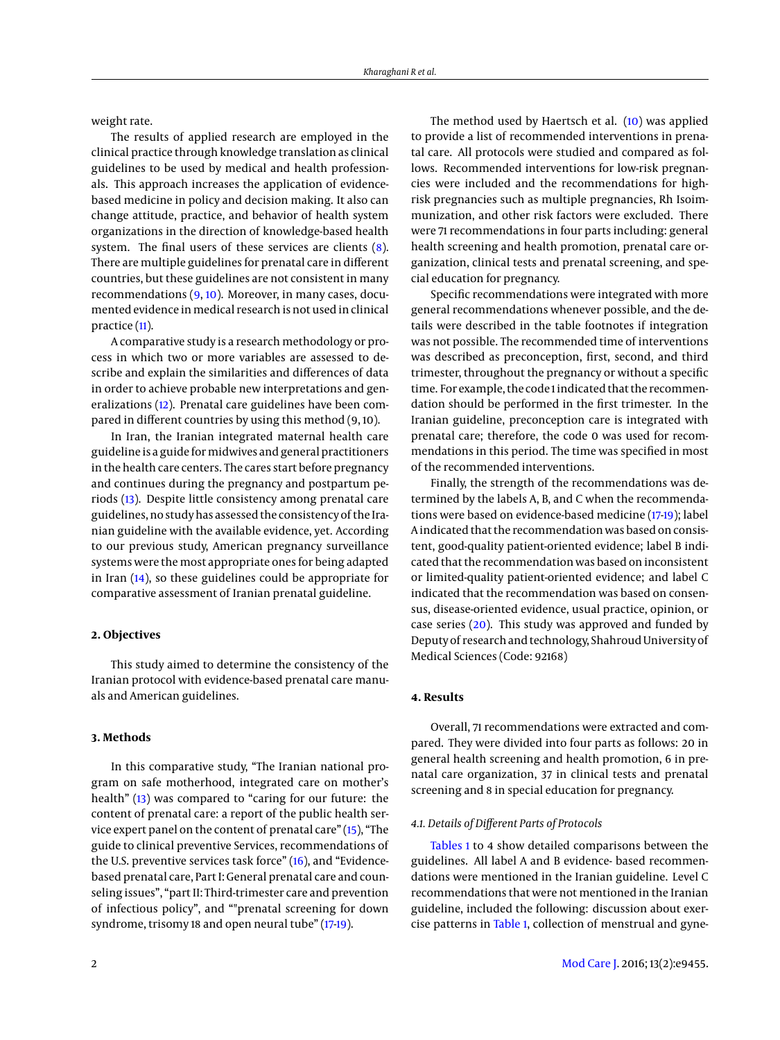weight rate.

The results of applied research are employed in the clinical practice through knowledge translation as clinical guidelines to be used by medical and health professionals. This approach increases the application of evidence-based medicine in policy and decision making. It also can change attitude, practice, and behavior of health system organizations in the direction of knowledge-based health system. The final users of these services are clients (8). There are multiple guidelines for prenatal care in different countries, but these guidelines are not consistent in many recommendations (9, 10). Moreover, in many cases, documented evidence in medical research is not used in clinical practice (11).

A comparative study is a research methodology or process in which two or more variables are assessed to describe and explain the similarities and differences of data in order to achieve probable new interpretations and generalizations (12). Prenatal care guidelines have been compared in different countries by using this method (9, 10).

In Iran, the Iranian integrated maternal health care guideline is a guide for midwives and general practitioners in the health care centers. The cares start before pregnancy and continues during the pregnancy and postpartum periods (13). Despite little consistency among prenatal care guidelines, no study has assessed the consistency of the Iranian guideline with the available evidence, yet. According to our previous study, American pregnancy surveillance systems were the most appropriate ones for being adapted in Iran (14), so these guidelines could be appropriate for comparative assessment of Iranian prenatal guideline.

## 2. Objectives

This study aimed to determine the consistency of the Iranian protocol with evidence-based prenatal care manuals and American guidelines.

## 3. Methods

In this comparative study, "The Iranian national program on safe motherhood, integrated care on mother's health" (13) was compared to "caring for our future: the content of prenatal care: a report of the public health service expert panel on the content of prenatal care" (15), "The guide to clinical preventive Services, recommendations of the U.S. preventive services task force" (16), and "Evidence-based prenatal care, Part I: General prenatal care and counseling issues", "part II: Third-trimester care and prevention of infectious policy", and ""prenatal screening for down syndrome, trisomy 18 and open neural tube" (17-19).

The method used by Haertsch et al. (10) was applied to provide a list of recommended interventions in prenatal care. All protocols were studied and compared as follows. Recommended interventions for low-risk pregnancies were included and the recommendations for high-risk pregnancies such as multiple pregnancies, Rh Isoimmunization, and other risk factors were excluded. There were 71 recommendations in four parts including: general health screening and health promotion, prenatal care organization, clinical tests and prenatal screening, and special education for pregnancy.

Specific recommendations were integrated with more general recommendations whenever possible, and the details were described in the table footnotes if integration was not possible. The recommended time of interventions was described as preconception, first, second, and third trimester, throughout the pregnancy or without a specific time. For example, the code 1 indicated that the recommendation should be performed in the first trimester. In the Iranian guideline, preconception care is integrated with prenatal care; therefore, the code 0 was used for recommendations in this period. The time was specified in most of the recommended interventions.

Finally, the strength of the recommendations was determined by the labels A, B, and C when the recommendations were based on evidence-based medicine (17-19); label A indicated that the recommendation was based on consistent, good-quality patient-oriented evidence; label B indicated that the recommendation was based on inconsistent or limited-quality patient-oriented evidence; and label C indicated that the recommendation was based on consensus, disease-oriented evidence, usual practice, opinion, or case series (20). This study was approved and funded by Deputy of research and technology, Shahroud University of Medical Sciences (Code: 92168)

## 4. Results

Overall, 71 recommendations were extracted and compared. They were divided into four parts as follows: 20 in general health screening and health promotion, 6 in prenatal care organization, 37 in clinical tests and prenatal screening and 8 in special education for pregnancy.

### 4.1. Details of Different Parts of Protocols

Tables 1 to 4 show detailed comparisons between the guidelines. All label A and B evidence- based recommendations were mentioned in the Iranian guideline. Level C recommendations that were not mentioned in the Iranian guideline, included the following: discussion about exercise patterns in Table 1, collection of menstrual and gyne-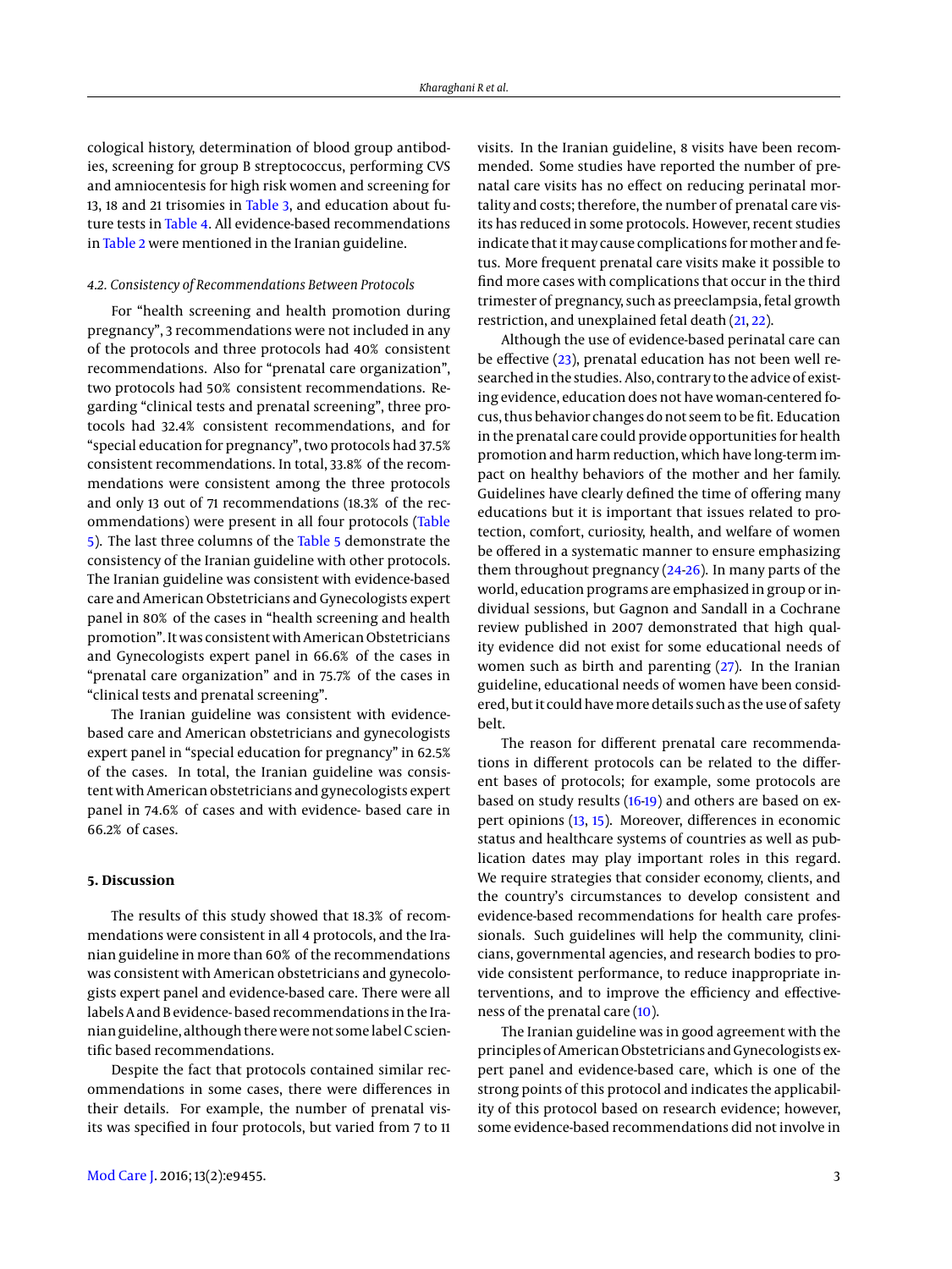cological history, determination of blood group antibodies, screening for group B streptococcus, performing CVS and amniocentesis for high risk women and screening for 13, 18 and 21 trisomies in Table 3, and education about future tests in Table 4. All evidence-based recommendations in Table 2 were mentioned in the Iranian guideline.

### 4.2. Consistency of Recommendations Between Protocols

For "health screening and health promotion during pregnancy", 3 recommendations were not included in any of the protocols and three protocols had 40% consistent recommendations. Also for "prenatal care organization", two protocols had 50% consistent recommendations. Regarding "clinical tests and prenatal screening", three protocols had 32.4% consistent recommendations, and for "special education for pregnancy", two protocols had 37.5% consistent recommendations. In total, 33.8% of the recommendations were consistent among the three protocols and only 13 out of 71 recommendations (18.3% of the recommendations) were present in all four protocols (Table 5). The last three columns of the Table 5 demonstrate the consistency of the Iranian guideline with other protocols. The Iranian guideline was consistent with evidence-based care and American Obstetricians and Gynecologists expert panel in 80% of the cases in "health screening and health promotion". It was consistent with American Obstetricians and Gynecologists expert panel in 66.6% of the cases in "prenatal care organization" and in 75.7% of the cases in "clinical tests and prenatal screening".

The Iranian guideline was consistent with evidence-based care and American obstetricians and gynecologists expert panel in "special education for pregnancy" in 62.5% of the cases. In total, the Iranian guideline was consistent with American obstetricians and gynecologists expert panel in 74.6% of cases and with evidence- based care in 66.2% of cases.

## 5. Discussion

The results of this study showed that 18.3% of recommendations were consistent in all 4 protocols, and the Iranian guideline in more than 60% of the recommendations was consistent with American obstetricians and gynecologists expert panel and evidence-based care. There were all labels A and B evidence- based recommendations in the Iranian guideline, although there were not some label C scientific based recommendations.

Despite the fact that protocols contained similar recommendations in some cases, there were differences in their details. For example, the number of prenatal visits was specified in four protocols, but varied from 7 to 11 visits. In the Iranian guideline, 8 visits have been recommended. Some studies have reported the number of prenatal care visits has no effect on reducing perinatal mortality and costs; therefore, the number of prenatal care visits has reduced in some protocols. However, recent studies indicate that it may cause complications for mother and fetus. More frequent prenatal care visits make it possible to find more cases with complications that occur in the third trimester of pregnancy, such as preeclampsia, fetal growth restriction, and unexplained fetal death (21, 22).

Although the use of evidence-based perinatal care can be effective (23), prenatal education has not been well researched in the studies. Also, contrary to the advice of existing evidence, education does not have woman-centered focus, thus behavior changes do not seem to be fit. Education in the prenatal care could provide opportunities for health promotion and harm reduction, which have long-term impact on healthy behaviors of the mother and her family. Guidelines have clearly defined the time of offering many educations but it is important that issues related to protection, comfort, curiosity, health, and welfare of women be offered in a systematic manner to ensure emphasizing them throughout pregnancy (24-26). In many parts of the world, education programs are emphasized in group or individual sessions, but Gagnon and Sandall in a Cochrane review published in 2007 demonstrated that high quality evidence did not exist for some educational needs of women such as birth and parenting (27). In the Iranian guideline, educational needs of women have been considered, but it could have more details such as the use of safety belt.

The reason for different prenatal care recommendations in different protocols can be related to the different bases of protocols; for example, some protocols are based on study results (16-19) and others are based on expert opinions (13, 15). Moreover, differences in economic status and healthcare systems of countries as well as publication dates may play important roles in this regard. We require strategies that consider economy, clients, and the country's circumstances to develop consistent and evidence-based recommendations for health care professionals. Such guidelines will help the community, clinicians, governmental agencies, and research bodies to provide consistent performance, to reduce inappropriate interventions, and to improve the efficiency and effectiveness of the prenatal care (10).

The Iranian guideline was in good agreement with the principles of American Obstetricians and Gynecologists expert panel and evidence-based care, which is one of the strong points of this protocol and indicates the applicability of this protocol based on research evidence; however, some evidence-based recommendations did not involve in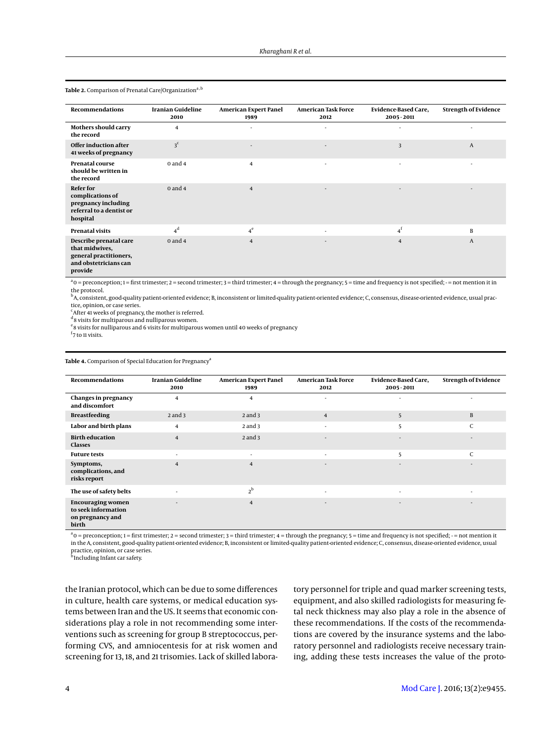**Table 2.** Comparison of Prenatal Care/Organization[a,b]

| Recommendations | Iranian Guideline 2010 | American Expert Panel 1989 | American Task Force 2012 | Evidence-Based Care, 2005 - 2011 | Strength of Evidence |
|---|---|---|---|---|---|
| Mothers should carry the record | 4 | - | - | - | - |
| Offer induction after 41 weeks of pregnancy | 3[c] | - | - | 3 | A |
| Prenatal course should be written in the record | 0 and 4 | 4 | - | - | - |
| Refer for complications of pregnancy including referral to a dentist or hospital | 0 and 4 | 4 | - | - | - |
| Prenatal visits | 4[d] | 4[e] | - | 4[f] | B |
| Describe prenatal care that midwives, general practitioners, and obstetricians can provide | 0 and 4 | 4 | - | 4 | A |

[a] 0 = preconception; 1 = first trimester; 2 = second trimester; 3 = third trimester; 4 = through the pregnancy; 5 = time and frequency is not specified; - = not mention it in the protocol.

[b] A, consistent, good-quality patient-oriented evidence; B, inconsistent or limited-quality patient-oriented evidence; C, consensus, disease-oriented evidence, usual practice, opinion, or case series.

[c] After 41 weeks of pregnancy, the mother is referred.

[d] 8 visits for multiparous and nulliparous women.

[e] 8 visits for nulliparous and 6 visits for multiparous women until 40 weeks of pregnancy

[f] 7 to 11 visits.

**Table 4.** Comparison of Special Education for Pregnancy[a]

| Recommendations | Iranian Guideline 2010 | American Expert Panel 1989 | American Task Force 2012 | Evidence-Based Care, 2005 - 2011 | Strength of Evidence |
|---|---|---|---|---|---|
| Changes in pregnancy and discomfort | 4 | 4 | - | - | - |
| Breastfeeding | 2 and 3 | 2 and 3 | 4 | 5 | B |
| Labor and birth plans | 4 | 2 and 3 | - | 5 | C |
| Birth education Classes | 4 | 2 and 3 | - | - | - |
| Future tests | - | - | - | 5 | C |
| Symptoms, complications, and risks report | 4 | 4 | - | - | - |
| The use of safety belts | - | 2[b] | - | - | - |
| Encouraging women to seek information on pregnancy and birth | - | 4 | - | - | - |

[a] 0 = preconception; 1 = first trimester; 2 = second trimester; 3 = third trimester; 4 = through the pregnancy; 5 = time and frequency is not specified; - = not mention it in the A, consistent, good-quality patient-oriented evidence; B, inconsistent or limited-quality patient-oriented evidence; C, consensus, disease-oriented evidence, usual practice, opinion, or case series.

[b] Including Infant car safety.

the Iranian protocol, which can be due to some differences in culture, health care systems, or medical education systems between Iran and the US. It seems that economic considerations play a role in not recommending some interventions such as screening for group B streptococcus, performing CVS, and amniocentesis for at risk women and screening for 13, 18, and 21 trisomies. Lack of skilled laboratory personnel for triple and quad marker screening tests, equipment, and also skilled radiologists for measuring fetal neck thickness may also play a role in the absence of these recommendations. If the costs of the recommendations are covered by the insurance systems and the laboratory personnel and radiologists receive necessary training, adding these tests increases the value of the proto-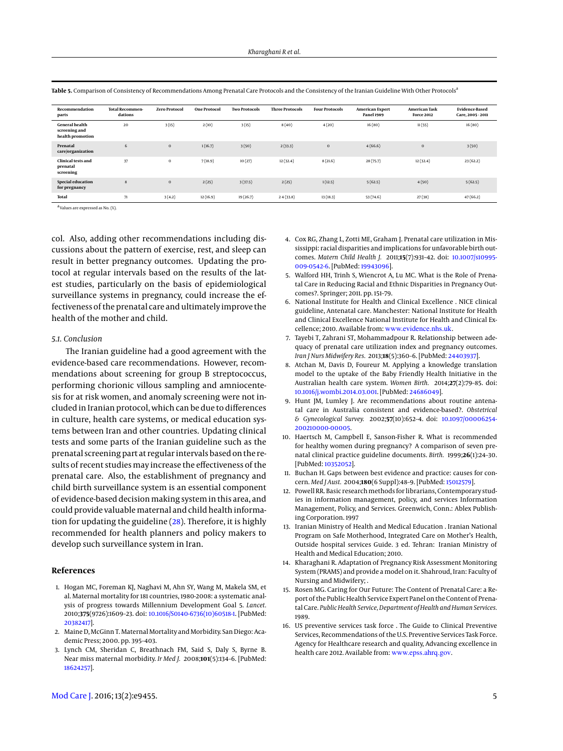**Table 5.** Comparison of Consistency of Recommendations Among Prenatal Care Protocols and the Consistency of the Iranian Guideline With Other Protocols[a]

| Recommendation parts | Total Recommendations | Zero Protocol | One Protocol | Two Protocols | Three Protocols | Four Protocols | American Expert Panel 1989 | American Task Force 2012 | Evidence-Based Care, 2005 - 2011 |
|---|---|---|---|---|---|---|---|---|---|
| General health screening and health promotion | 20 | 3 (15) | 2 (10) | 3 (15) | 8 (40) | 4 (20) | 16 (80) | 11 (55) | 16 (80) |
| Prenatal care/organization | 6 | 0 | 1 (16.7) | 3 (50) | 2 (33.3) | 0 | 4 (66.6) | 0 | 3 (50) |
| Clinical tests and prenatal screening | 37 | 0 | 7 (18.9) | 10 (27) | 12 (32.4) | 8 (21.6) | 28 (75.7) | 12 (32.4) | 23 (62.2) |
| Special education for pregnancy | 8 | 0 | 2 (25) | 3 (37.5) | 2 (25) | 1 (12.5) | 5 (62.5) | 4 (50) | 5 (62.5) |
| Total | 71 | 3 (4.2) | 12 (16.9) | 19 (26.7) | 24 (33.8) | 13 (18.3) | 53 (74.6) | 27 (38) | 47 (66.2) |

[a] Values are expressed as No. (%).

col. Also, adding other recommendations including discussions about the pattern of exercise, rest, and sleep can result in better pregnancy outcomes. Updating the protocol at regular intervals based on the results of the latest studies, particularly on the basis of epidemiological surveillance systems in pregnancy, could increase the effectiveness of the prenatal care and ultimately improve the health of the mother and child.

### 5.1. Conclusion

The Iranian guideline had a good agreement with the evidence-based care recommendations. However, recommendations about screening for group B streptococcus, performing chorionic villous sampling and amniocentesis for at risk women, and anomaly screening were not included in Iranian protocol, which can be due to differences in culture, health care systems, or medical education systems between Iran and other countries. Updating clinical tests and some parts of the Iranian guideline such as the prenatal screening part at regular intervals based on the results of recent studies may increase the effectiveness of the prenatal care. Also, the establishment of pregnancy and child birth surveillance system is an essential component of evidence-based decision making system in this area, and could provide valuable maternal and child health information for updating the guideline (28). Therefore, it is highly recommended for health planners and policy makers to develop such surveillance system in Iran.

## References

1. Hogan MC, Foreman KJ, Naghavi M, Ahn SY, Wang M, Makela SM, et al. Maternal mortality for 181 countries, 1980-2008: a systematic analysis of progress towards Millennium Development Goal 5. *Lancet.* 2010;**375**(9726):1609–23. doi: 10.1016/S0140-6736(10)60518-1. [PubMed: 20382417].
2. Maine D, McGinn T. Maternal Mortality and Morbidity. San Diego: Academic Press; 2000. pp. 395–403.
3. Lynch CM, Sheridan C, Breathnach FM, Said S, Daly S, Byrne B. Near miss maternal morbidity. *Ir Med J.* 2008;**101**(5):134–6. [PubMed: 18624257].
4. Cox RG, Zhang L, Zotti ME, Graham J. Prenatal care utilization in Mississippi: racial disparities and implications for unfavorable birth outcomes. *Matern Child Health J.* 2011;**15**(7):931–42. doi: 10.1007/s10995-009-0542-6. [PubMed: 19943096].
5. Walford HH, Trinh S, Wiencrot A, Lu MC. What is the Role of Prenatal Care in Reducing Racial and Ethnic Disparities in Pregnancy Outcomes?. Springer; 2011. pp. 151–79.
6. National Institute for Health and Clinical Excellence . NICE clinical guideline, Antenatal care. Manchester: National Institute for Health and Clinical Excellence National Institute for Health and Clinical Excellence; 2010. Available from: www.evidence.nhs.uk.
7. Tayebi T, Zahrani ST, Mohammadpour R. Relationship between adequacy of prenatal care utilization index and pregnancy outcomes. *Iran J Nurs Midwifery Res.* 2013;**18**(5):360–6. [PubMed: 24403937].
8. Atchan M, Davis D, Foureur M. Applying a knowledge translation model to the uptake of the Baby Friendly Health Initiative in the Australian health care system. *Women Birth.* 2014;**27**(2):79–85. doi: 10.1016/j.wombi.2014.03.001. [PubMed: 24686049].
9. Hunt JM, Lumley J. Are recommendations about routine antenatal care in Australia consistent and evidence-based?. *Obstetrical & Gynecological Survey.* 2002;**57**(10):652–4. doi: 10.1097/00006254-200210000-00005.
10. Haertsch M, Campbell E, Sanson-Fisher R. What is recommended for healthy women during pregnancy? A comparison of seven prenatal clinical practice guideline documents. *Birth.* 1999;**26**(1):24–30. [PubMed: 10352052].
11. Buchan H. Gaps between best evidence and practice: causes for concern. *Med J Aust.* 2004;**180**(6 Suppl):48–9. [PubMed: 15012579].
12. Powell RR. Basic research methods for librarians, Contemporary studies in information management, policy, and services Information Management, Policy, and Services. Greenwich, Conn.: Ablex Publishing Corporation. 1997
13. Iranian Ministry of Health and Medical Education . Iranian National Program on Safe Motherhood, Integrated Care on Mother's Health, Outside hospital services Guide. 3 ed. Tehran: Iranian Ministry of Health and Medical Education; 2010.
14. Kharaghani R. Adaptation of Pregnancy Risk Assessment Monitoring System (PRAMS) and provide a model on it. Shahroud, Iran: Faculty of Nursing and Midwifery; .
15. Rosen MG. Caring for Our Future: The Content of Prenatal Care: a Report of the Public Health Service Expert Panel on the Content of Prenatal Care. *Public Health Service, Department of Health and Human Services.* 1989.
16. US preventive services task force . The Guide to Clinical Preventive Services, Recommendations of the U.S. Preventive Services Task Force. Agency for Healthcare research and quality, Advancing excellence in health care 2012. Available from: www.epss.ahrq.gov.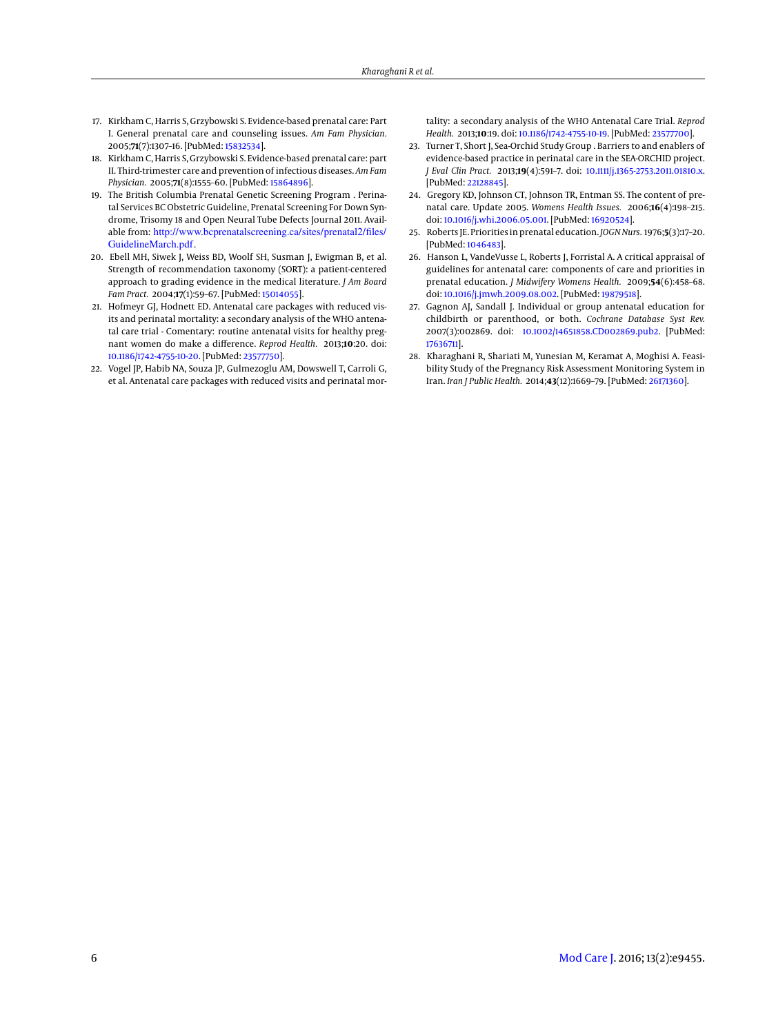17. Kirkham C, Harris S, Grzybowski S. Evidence-based prenatal care: Part I. General prenatal care and counseling issues. *Am Fam Physician.* 2005;**71**(7):1307–16. [PubMed: 15832534].
18. Kirkham C, Harris S, Grzybowski S. Evidence-based prenatal care: part II. Third-trimester care and prevention of infectious diseases. *Am Fam Physician.* 2005;**71**(8):1555–60. [PubMed: 15864896].
19. The British Columbia Prenatal Genetic Screening Program . Perinatal Services BC Obstetric Guideline, Prenatal Screening For Down Syndrome, Trisomy 18 and Open Neural Tube Defects Journal 2011. Available from: http://www.bcprenatalscreening.ca/sites/prenatal2/files/GuidelineMarch.pdf.
20. Ebell MH, Siwek J, Weiss BD, Woolf SH, Susman J, Ewigman B, et al. Strength of recommendation taxonomy (SORT): a patient-centered approach to grading evidence in the medical literature. *J Am Board Fam Pract.* 2004;**17**(1):59–67. [PubMed: 15014055].
21. Hofmeyr GJ, Hodnett ED. Antenatal care packages with reduced visits and perinatal mortality: a secondary analysis of the WHO antenatal care trial - Comentary: routine antenatal visits for healthy pregnant women do make a difference. *Reprod Health.* 2013;**10**:20. doi: 10.1186/1742-4755-10-20. [PubMed: 23577750].
22. Vogel JP, Habib NA, Souza JP, Gulmezoglu AM, Dowswell T, Carroli G, et al. Antenatal care packages with reduced visits and perinatal mortality: a secondary analysis of the WHO Antenatal Care Trial. *Reprod Health.* 2013;**10**:19. doi: 10.1186/1742-4755-10-19. [PubMed: 23577700].
23. Turner T, Short J, Sea-Orchid Study Group . Barriers to and enablers of evidence-based practice in perinatal care in the SEA-ORCHID project. *J Eval Clin Pract.* 2013;**19**(4):591–7. doi: 10.1111/j.1365-2753.2011.01810.x. [PubMed: 22128845].
24. Gregory KD, Johnson CT, Johnson TR, Entman SS. The content of prenatal care. Update 2005. *Womens Health Issues.* 2006;**16**(4):198–215. doi: 10.1016/j.whi.2006.05.001. [PubMed: 16920524].
25. Roberts JE. Priorities in prenatal education. *JOGN Nurs.* 1976;**5**(3):17–20. [PubMed: 1046483].
26. Hanson L, VandeVusse L, Roberts J, Forristal A. A critical appraisal of guidelines for antenatal care: components of care and priorities in prenatal education. *J Midwifery Womens Health.* 2009;**54**(6):458–68. doi: 10.1016/j.jmwh.2009.08.002. [PubMed: 19879518].
27. Gagnon AJ, Sandall J. Individual or group antenatal education for childbirth or parenthood, or both. *Cochrane Database Syst Rev.* 2007(3):002869. doi: 10.1002/14651858.CD002869.pub2. [PubMed: 17636711].
28. Kharaghani R, Shariati M, Yunesian M, Keramat A, Moghisi A. Feasibility Study of the Pregnancy Risk Assessment Monitoring System in Iran. *Iran J Public Health.* 2014;**43**(12):1669–79. [PubMed: 26171360].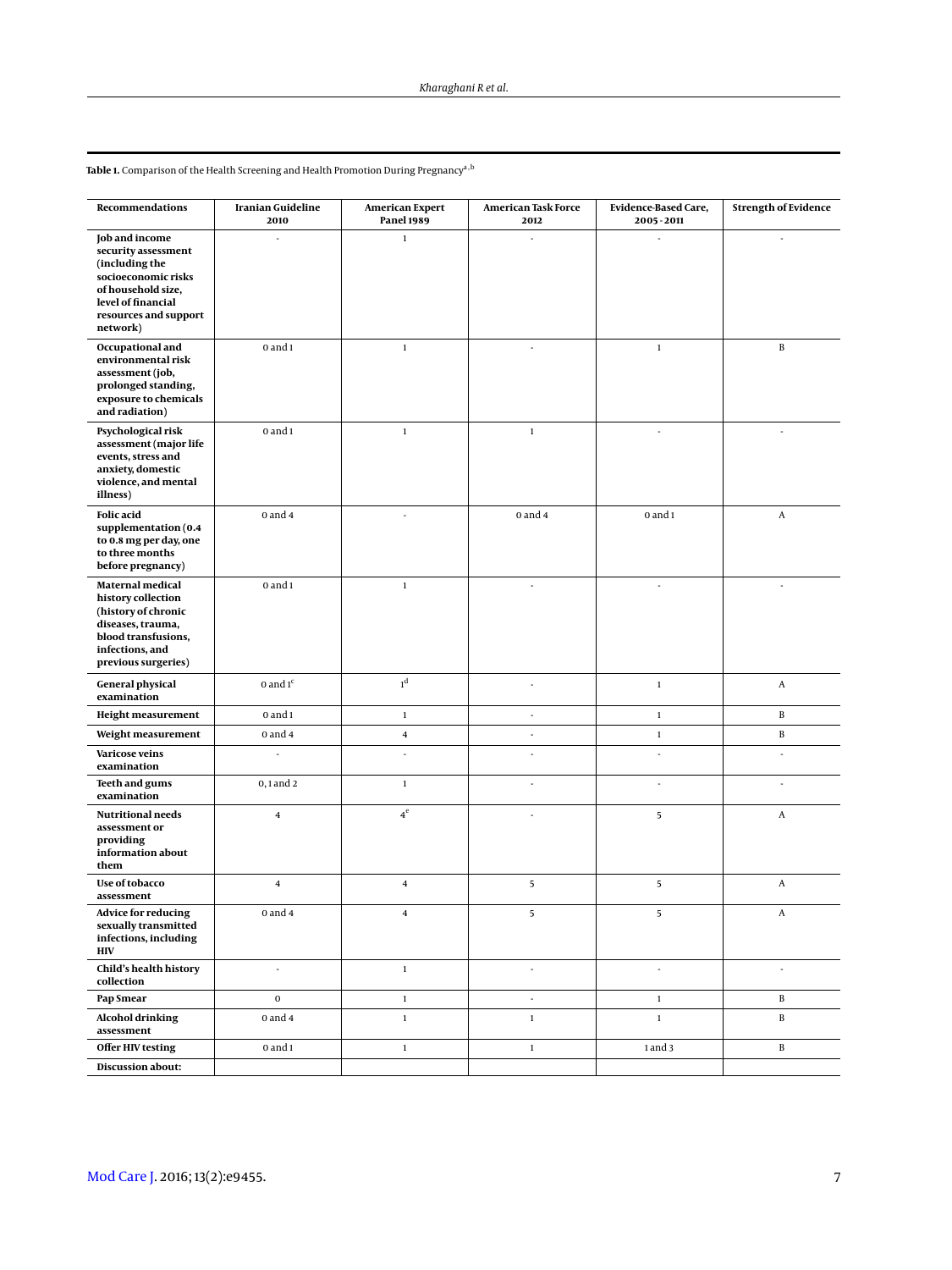**Table 1.** Comparison of the Health Screening and Health Promotion During Pregnancy[a,b]

| Recommendations | Iranian Guideline 2010 | American Expert Panel 1989 | American Task Force 2012 | Evidence-Based Care, 2005 - 2011 | Strength of Evidence |
|---|---|---|---|---|---|
| **Job and income security assessment (including the socioeconomic risks of household size, level of financial resources and support network)** | - | 1 | - | - | - |
| **Occupational and environmental risk assessment (job, prolonged standing, exposure to chemicals and radiation)** | 0 and 1 | 1 | - | 1 | B |
| **Psychological risk assessment (major life events, stress and anxiety, domestic violence, and mental illness)** | 0 and 1 | 1 | 1 | - | - |
| **Folic acid supplementation (0.4 to 0.8 mg per day, one to three months before pregnancy)** | 0 and 4 | - | 0 and 4 | 0 and 1 | A |
| **Maternal medical history collection (history of chronic diseases, trauma, blood transfusions, infections, and previous surgeries)** | 0 and 1 | 1 | - | - | - |
| **General physical examination** | 0 and 1[c] | 1[d] | - | 1 | A |
| **Height measurement** | 0 and 1 | 1 | - | 1 | B |
| **Weight measurement** | 0 and 4 | 4 | - | 1 | B |
| **Varicose veins examination** | - | - | - | - | - |
| **Teeth and gums examination** | 0, 1 and 2 | 1 | - | - | - |
| **Nutritional needs assessment or providing information about them** | 4 | 4[e] | - | 5 | A |
| **Use of tobacco assessment** | 4 | 4 | 5 | 5 | A |
| **Advice for reducing sexually transmitted infections, including HIV** | 0 and 4 | 4 | 5 | 5 | A |
| **Child's health history collection** | - | 1 | - | - | - |
| **Pap Smear** | 0 | 1 | - | 1 | B |
| **Alcohol drinking assessment** | 0 and 4 | 1 | 1 | 1 | B |
| **Offer HIV testing** | 0 and 1 | 1 | 1 | 1 and 3 | B |
| **Discussion about:** | | | | | |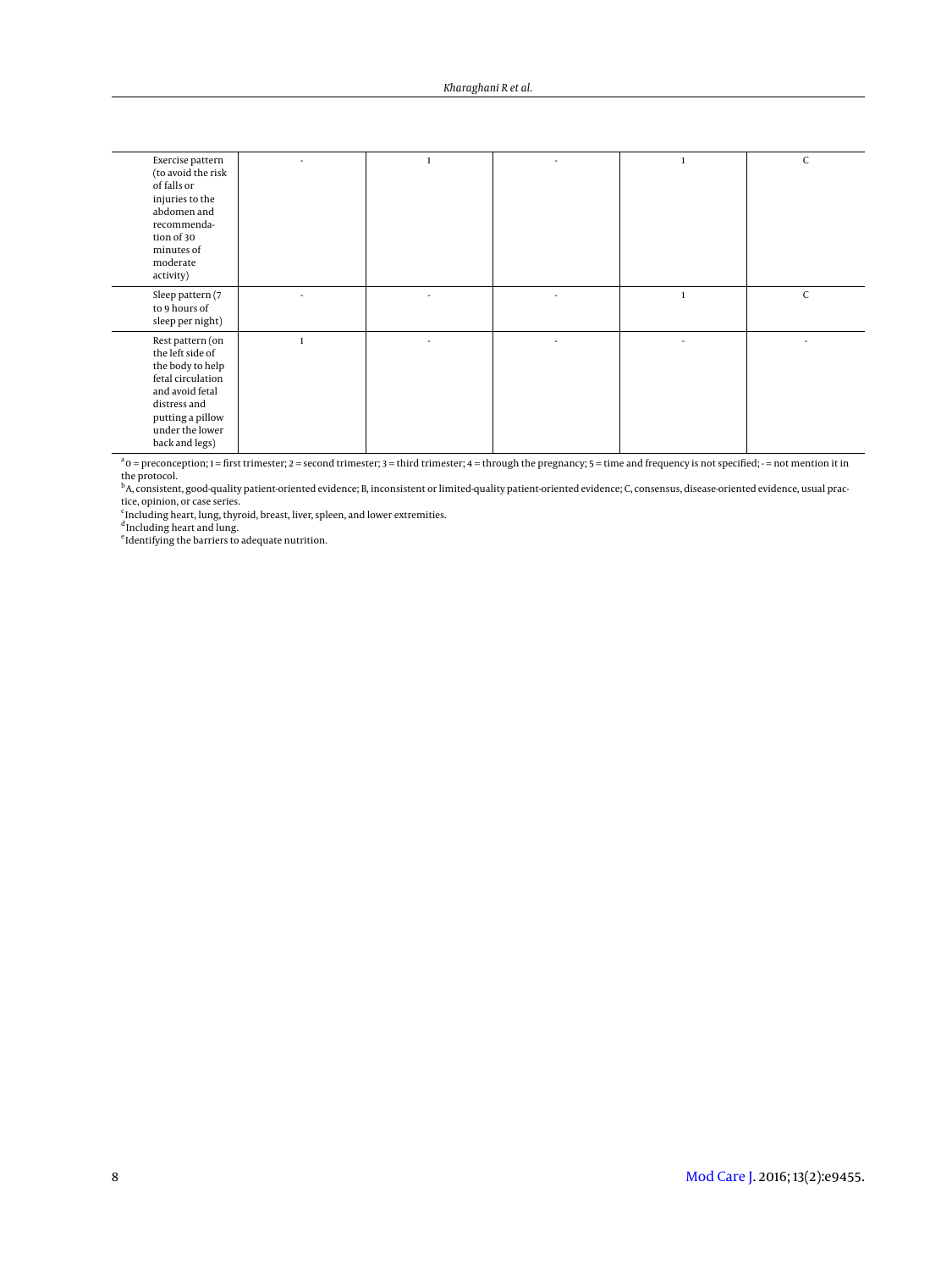| | | | | | |
|---|---|---|---|---|---|
| Exercise pattern (to avoid the risk of falls or injuries to the abdomen and recommendation of 30 minutes of moderate activity) | - | 1 | - | 1 | C |
| Sleep pattern (7 to 9 hours of sleep per night) | - | - | - | 1 | C |
| Rest pattern (on the left side of the body to help fetal circulation and avoid fetal distress and putting a pillow under the lower back and legs) | 1 | - | - | - | - |

[a] 0 = preconception; 1 = first trimester; 2 = second trimester; 3 = third trimester; 4 = through the pregnancy; 5 = time and frequency is not specified; - = not mention it in the protocol.

[b] A, consistent, good-quality patient-oriented evidence; B, inconsistent or limited-quality patient-oriented evidence; C, consensus, disease-oriented evidence, usual practice, opinion, or case series.

[c] Including heart, lung, thyroid, breast, liver, spleen, and lower extremities.

[d] Including heart and lung.

[e] Identifying the barriers to adequate nutrition.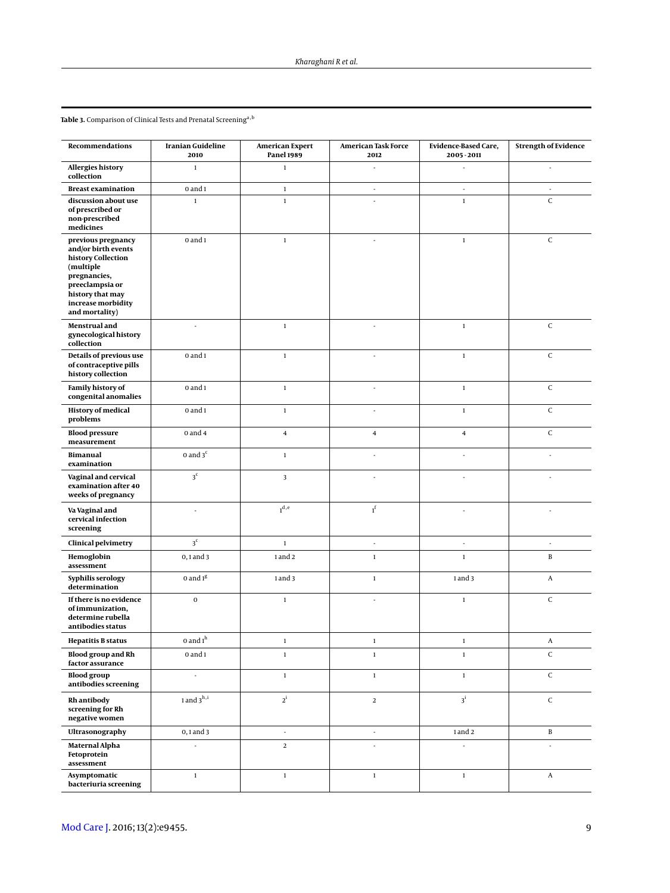**Table 3.** Comparison of Clinical Tests and Prenatal Screening[a,b]

| Recommendations | Iranian Guideline 2010 | American Expert Panel 1989 | American Task Force 2012 | Evidence-Based Care, 2005 - 2011 | Strength of Evidence |
|---|---|---|---|---|---|
| **Allergies history collection** | 1 | 1 | - | - | - |
| **Breast examination** | 0 and 1 | 1 | - | - | - |
| **discussion about use of prescribed or non-prescribed medicines** | 1 | 1 | - | 1 | C |
| **previous pregnancy and/or birth events history Collection (multiple pregnancies, preeclampsia or history that may increase morbidity and mortality)** | 0 and 1 | 1 | - | 1 | C |
| **Menstrual and gynecological history collection** | - | 1 | - | 1 | C |
| **Details of previous use of contraceptive pills history collection** | 0 and 1 | 1 | - | 1 | C |
| **Family history of congenital anomalies** | 0 and 1 | 1 | - | 1 | C |
| **History of medical problems** | 0 and 1 | 1 | - | 1 | C |
| **Blood pressure measurement** | 0 and 4 | 4 | 4 | 4 | C |
| **Bimanual examination** | 0 and 3[c] | 1 | - | - | - |
| **Vaginal and cervical examination after 40 weeks of pregnancy** | 3[c] | 3 | - | - | - |
| **Va Vaginal and cervical infection screening** | - | 1[d,e] | 1[f] | - | - |
| **Clinical pelvimetry** | 3[c] | 1 | - | - | - |
| **Hemoglobin assessment** | 0, 1 and 3 | 1 and 2 | 1 | 1 | B |
| **Syphilis serology determination** | 0 and 1[g] | 1 and 3 | 1 | 1 and 3 | A |
| **If there is no evidence of immunization, determine rubella antibodies status** | 0 | 1 | - | 1 | C |
| **Hepatitis B status** | 0 and 1[h] | 1 | 1 | 1 | A |
| **Blood group and Rh factor assurance** | 0 and 1 | 1 | 1 | 1 | C |
| **Blood group antibodies screening** | - | 1 | 1 | 1 | C |
| **Rh antibody screening for Rh negative women** | 1 and 3[h,i] | 2[i] | 2 | 3[i] | C |
| **Ultrasonography** | 0, 1 and 3 | - | - | 1 and 2 | B |
| **Maternal Alpha Fetoprotein assessment** | - | 2 | - | - | - |
| **Asymptomatic bacteriuria screening** | 1 | 1 | 1 | 1 | A |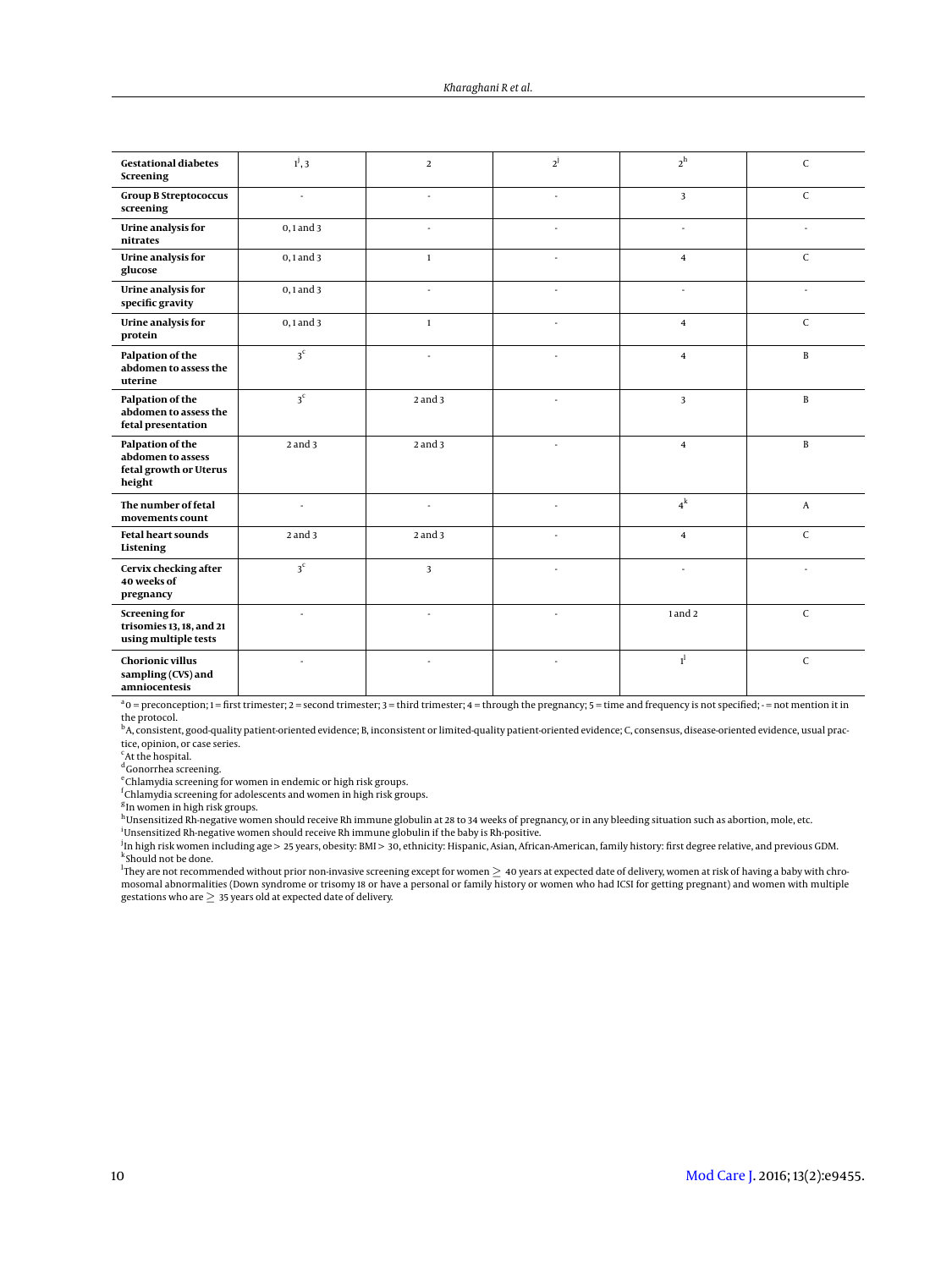| | | | | | |
|---|---|---|---|---|---|
| **Gestational diabetes Screening** | 1[j], 3 | 2 | 2[j] | 2[h] | C |
| **Group B Streptococcus screening** | - | - | - | 3 | C |
| **Urine analysis for nitrates** | 0, 1 and 3 | - | - | - | - |
| **Urine analysis for glucose** | 0, 1 and 3 | 1 | - | 4 | C |
| **Urine analysis for specific gravity** | 0, 1 and 3 | - | - | - | - |
| **Urine analysis for protein** | 0, 1 and 3 | 1 | - | 4 | C |
| **Palpation of the abdomen to assess the uterine** | 3[c] | - | - | 4 | B |
| **Palpation of the abdomen to assess the fetal presentation** | 3[c] | 2 and 3 | - | 3 | B |
| **Palpation of the abdomen to assess fetal growth or Uterus height** | 2 and 3 | 2 and 3 | - | 4 | B |
| **The number of fetal movements count** | - | - | - | 4[k] | A |
| **Fetal heart sounds Listening** | 2 and 3 | 2 and 3 | - | 4 | C |
| **Cervix checking after 40 weeks of pregnancy** | 3[c] | 3 | - | - | - |
| **Screening for trisomies 13, 18, and 21 using multiple tests** | - | - | - | 1 and 2 | C |
| **Chorionic villus sampling (CVS) and amniocentesis** | - | - | - | 1[l] | C |

[a] 0 = preconception; 1 = first trimester; 2 = second trimester; 3 = third trimester; 4 = through the pregnancy; 5 = time and frequency is not specified; - = not mention it in the protocol.

[b] A, consistent, good-quality patient-oriented evidence; B, inconsistent or limited-quality patient-oriented evidence; C, consensus, disease-oriented evidence, usual practice, opinion, or case series.

[c] At the hospital.

[d] Gonorrhea screening.

[e] Chlamydia screening for women in endemic or high risk groups.

[f] Chlamydia screening for adolescents and women in high risk groups.

[g] In women in high risk groups.

[h] Unsensitized Rh-negative women should receive Rh immune globulin at 28 to 34 weeks of pregnancy, or in any bleeding situation such as abortion, mole, etc.

[i] Unsensitized Rh-negative women should receive Rh immune globulin if the baby is Rh-positive.

[j] In high risk women including age > 25 years, obesity: BMI > 30, ethnicity: Hispanic, Asian, African-American, family history: first degree relative, and previous GDM.

[k] Should not be done.

[l] They are not recommended without prior non-invasive screening except for women ≥ 40 years at expected date of delivery, women at risk of having a baby with chromosomal abnormalities (Down syndrome or trisomy 18 or have a personal or family history or women who had ICSI for getting pregnant) and women with multiple gestations who are ≥ 35 years old at expected date of delivery.